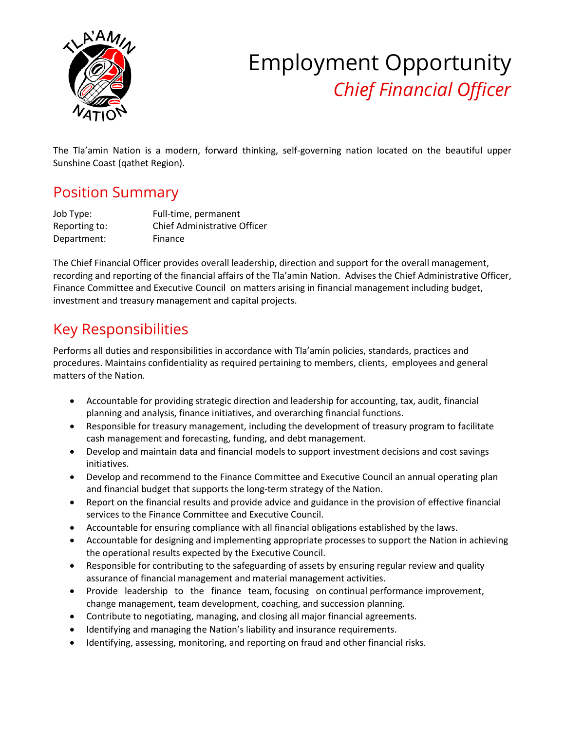# Employment Opportunity

## *Chief Financial Officer*

The Tla'amin Nation is a modern, forward thinking, self-governing nation located on the beautiful upper Sunshine Coast (qathet Region).

## Position Summary

| | |
|---|---|
| Job Type: | Full-time, permanent |
| Reporting to: | Chief Administrative Officer |
| Department: | Finance |

The Chief Financial Officer provides overall leadership, direction and support for the overall management, recording and reporting of the financial affairs of the Tla'amin Nation. Advises the Chief Administrative Officer, Finance Committee and Executive Council on matters arising in financial management including budget, investment and treasury management and capital projects.

## Key Responsibilities

Performs all duties and responsibilities in accordance with Tla'amin policies, standards, practices and procedures. Maintains confidentiality as required pertaining to members, clients, employees and general matters of the Nation.

- Accountable for providing strategic direction and leadership for accounting, tax, audit, financial planning and analysis, finance initiatives, and overarching financial functions.
- Responsible for treasury management, including the development of treasury program to facilitate cash management and forecasting, funding, and debt management.
- Develop and maintain data and financial models to support investment decisions and cost savings initiatives.
- Develop and recommend to the Finance Committee and Executive Council an annual operating plan and financial budget that supports the long-term strategy of the Nation.
- Report on the financial results and provide advice and guidance in the provision of effective financial services to the Finance Committee and Executive Council.
- Accountable for ensuring compliance with all financial obligations established by the laws.
- Accountable for designing and implementing appropriate processes to support the Nation in achieving the operational results expected by the Executive Council.
- Responsible for contributing to the safeguarding of assets by ensuring regular review and quality assurance of financial management and material management activities.
- Provide leadership to the finance team, focusing on continual performance improvement, change management, team development, coaching, and succession planning.
- Contribute to negotiating, managing, and closing all major financial agreements.
- Identifying and managing the Nation's liability and insurance requirements.
- Identifying, assessing, monitoring, and reporting on fraud and other financial risks.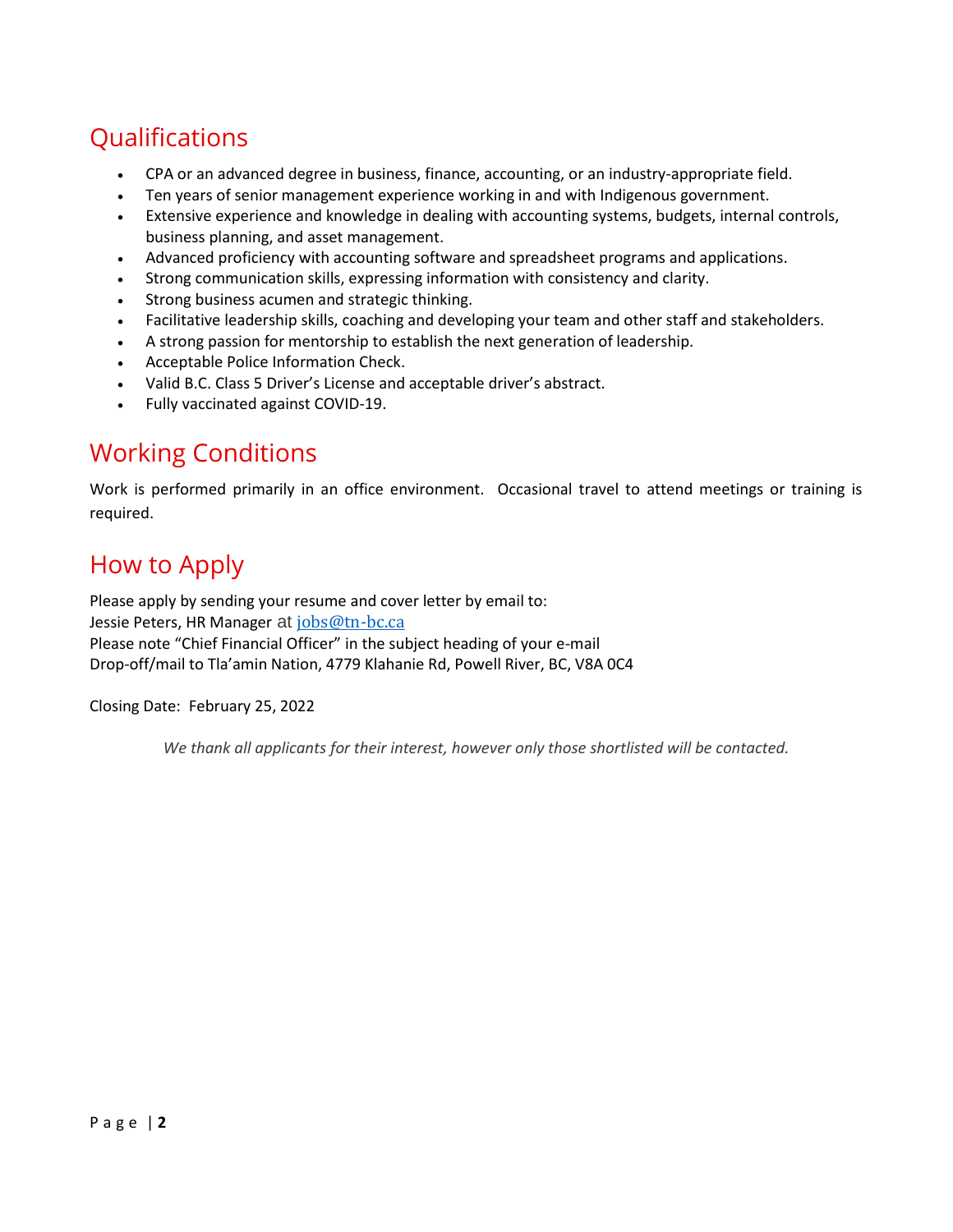## Qualifications

- CPA or an advanced degree in business, finance, accounting, or an industry-appropriate field.
- Ten years of senior management experience working in and with Indigenous government.
- Extensive experience and knowledge in dealing with accounting systems, budgets, internal controls, business planning, and asset management.
- Advanced proficiency with accounting software and spreadsheet programs and applications.
- Strong communication skills, expressing information with consistency and clarity.
- Strong business acumen and strategic thinking.
- Facilitative leadership skills, coaching and developing your team and other staff and stakeholders.
- A strong passion for mentorship to establish the next generation of leadership.
- Acceptable Police Information Check.
- Valid B.C. Class 5 Driver's License and acceptable driver's abstract.
- Fully vaccinated against COVID-19.

## Working Conditions

Work is performed primarily in an office environment. Occasional travel to attend meetings or training is required.

## How to Apply

Please apply by sending your resume and cover letter by email to:
Jessie Peters, HR Manager at jobs@tn-bc.ca
Please note "Chief Financial Officer" in the subject heading of your e-mail
Drop-off/mail to Tla'amin Nation, 4779 Klahanie Rd, Powell River, BC, V8A 0C4

Closing Date: February 25, 2022

*We thank all applicants for their interest, however only those shortlisted will be contacted.*